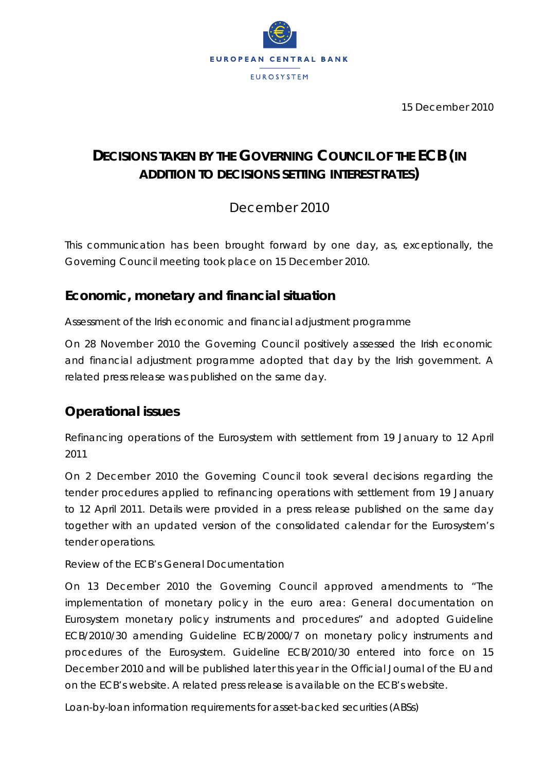EUROPEAN CENTRAL BANK

EUROSYSTEM

15 December 2010

# DECISIONS TAKEN BY THE GOVERNING COUNCIL OF THE ECB (IN ADDITION TO DECISIONS SETTING INTEREST RATES)

December 2010

This communication has been brought forward by one day, as, exceptionally, the Governing Council meeting took place on 15 December 2010.

## Economic, monetary and financial situation

*Assessment of the Irish economic and financial adjustment programme*

On 28 November 2010 the Governing Council positively assessed the Irish economic and financial adjustment programme adopted that day by the Irish government. A related press release was published on the same day.

## Operational issues

*Refinancing operations of the Eurosystem with settlement from 19 January to 12 April 2011*

On 2 December 2010 the Governing Council took several decisions regarding the tender procedures applied to refinancing operations with settlement from 19 January to 12 April 2011. Details were provided in a press release published on the same day together with an updated version of the consolidated calendar for the Eurosystem's tender operations.

*Review of the ECB's General Documentation*

On 13 December 2010 the Governing Council approved amendments to "The implementation of monetary policy in the euro area: General documentation on Eurosystem monetary policy instruments and procedures" and adopted Guideline ECB/2010/30 amending Guideline ECB/2000/7 on monetary policy instruments and procedures of the Eurosystem. Guideline ECB/2010/30 entered into force on 15 December 2010 and will be published later this year in the Official Journal of the EU and on the ECB's website. A related press release is available on the ECB's website.

*Loan-by-loan information requirements for asset-backed securities (ABSs)*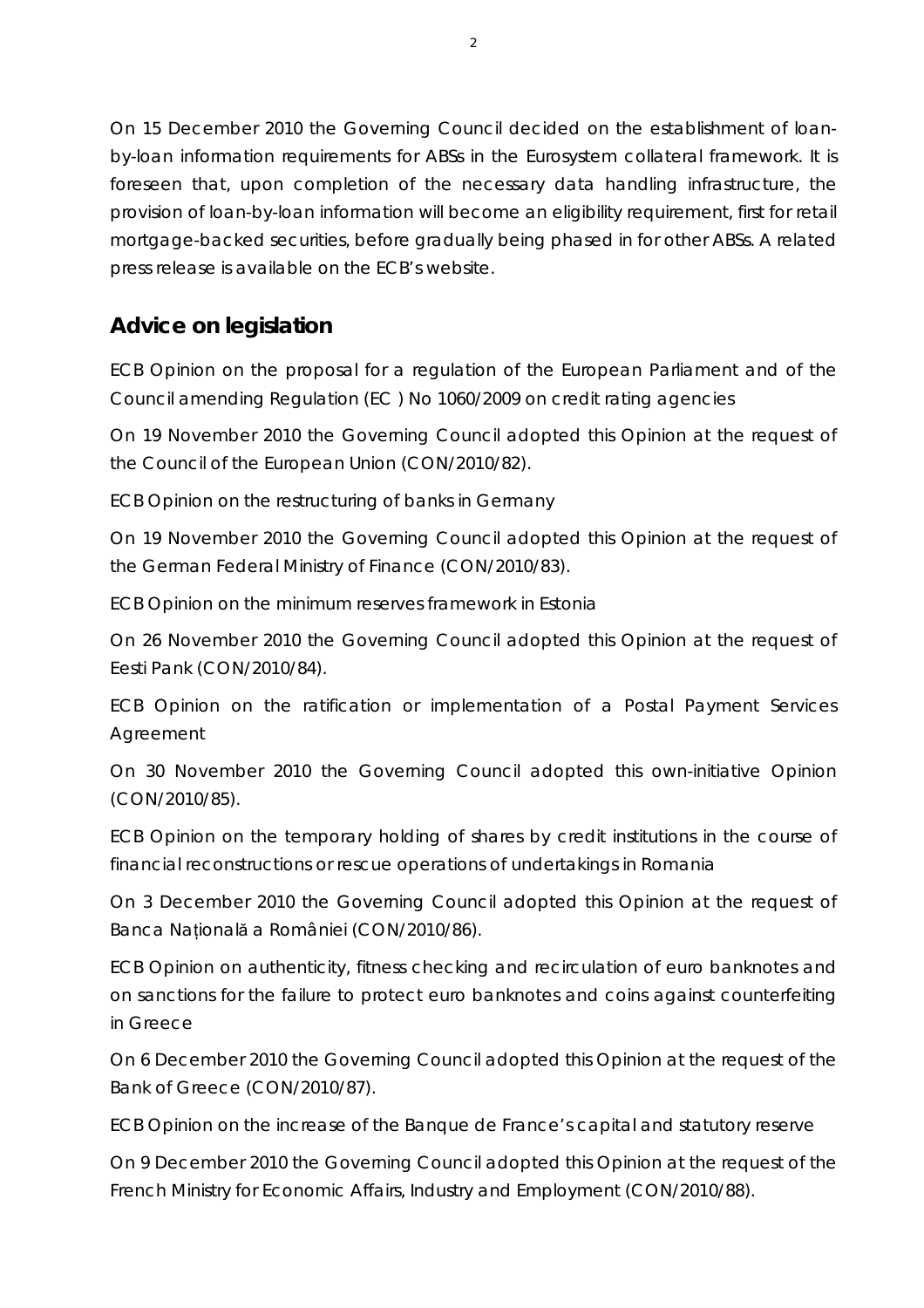On 15 December 2010 the Governing Council decided on the establishment of loan-by-loan information requirements for ABSs in the Eurosystem collateral framework. It is foreseen that, upon completion of the necessary data handling infrastructure, the provision of loan-by-loan information will become an eligibility requirement, first for retail mortgage-backed securities, before gradually being phased in for other ABSs. A related press release is available on the ECB's website.

## Advice on legislation

*ECB Opinion on the proposal for a regulation of the European Parliament and of the Council amending Regulation (EC ) No 1060/2009 on credit rating agencies*

On 19 November 2010 the Governing Council adopted this Opinion at the request of the Council of the European Union (CON/2010/82).

*ECB Opinion on the restructuring of banks in Germany*

On 19 November 2010 the Governing Council adopted this Opinion at the request of the German Federal Ministry of Finance (CON/2010/83).

*ECB Opinion on the minimum reserves framework in Estonia*

On 26 November 2010 the Governing Council adopted this Opinion at the request of Eesti Pank (CON/2010/84).

*ECB Opinion on the ratification or implementation of a Postal Payment Services Agreement*

On 30 November 2010 the Governing Council adopted this own-initiative Opinion (CON/2010/85).

*ECB Opinion on the temporary holding of shares by credit institutions in the course of financial reconstructions or rescue operations of undertakings in Romania*

On 3 December 2010 the Governing Council adopted this Opinion at the request of Banca Națională a României (CON/2010/86).

*ECB Opinion on authenticity, fitness checking and recirculation of euro banknotes and on sanctions for the failure to protect euro banknotes and coins against counterfeiting in Greece*

On 6 December 2010 the Governing Council adopted this Opinion at the request of the Bank of Greece (CON/2010/87).

*ECB Opinion on the increase of the Banque de France's capital and statutory reserve*

On 9 December 2010 the Governing Council adopted this Opinion at the request of the French Ministry for Economic Affairs, Industry and Employment (CON/2010/88).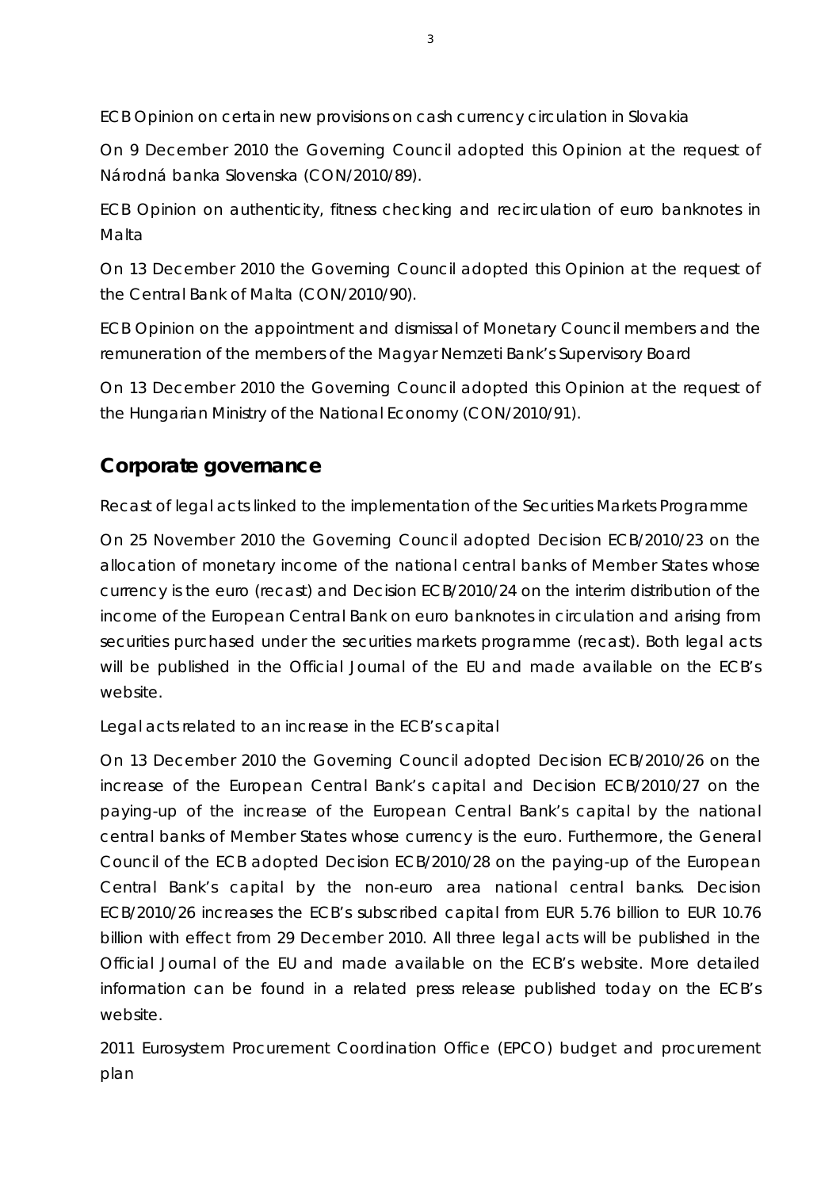ECB Opinion on certain new provisions on cash currency circulation in Slovakia

On 9 December 2010 the Governing Council adopted this Opinion at the request of Národná banka Slovenska (CON/2010/89).

ECB Opinion on authenticity, fitness checking and recirculation of euro banknotes in Malta

On 13 December 2010 the Governing Council adopted this Opinion at the request of the Central Bank of Malta (CON/2010/90).

ECB Opinion on the appointment and dismissal of Monetary Council members and the remuneration of the members of the Magyar Nemzeti Bank's Supervisory Board

On 13 December 2010 the Governing Council adopted this Opinion at the request of the Hungarian Ministry of the National Economy (CON/2010/91).

## Corporate governance

Recast of legal acts linked to the implementation of the Securities Markets Programme

On 25 November 2010 the Governing Council adopted Decision ECB/2010/23 on the allocation of monetary income of the national central banks of Member States whose currency is the euro (recast) and Decision ECB/2010/24 on the interim distribution of the income of the European Central Bank on euro banknotes in circulation and arising from securities purchased under the securities markets programme (recast). Both legal acts will be published in the Official Journal of the EU and made available on the ECB's website.

Legal acts related to an increase in the ECB's capital

On 13 December 2010 the Governing Council adopted Decision ECB/2010/26 on the increase of the European Central Bank's capital and Decision ECB/2010/27 on the paying-up of the increase of the European Central Bank's capital by the national central banks of Member States whose currency is the euro. Furthermore, the General Council of the ECB adopted Decision ECB/2010/28 on the paying-up of the European Central Bank's capital by the non-euro area national central banks. Decision ECB/2010/26 increases the ECB's subscribed capital from EUR 5.76 billion to EUR 10.76 billion with effect from 29 December 2010. All three legal acts will be published in the Official Journal of the EU and made available on the ECB's website. More detailed information can be found in a related press release published today on the ECB's website.

2011 Eurosystem Procurement Coordination Office (EPCO) budget and procurement plan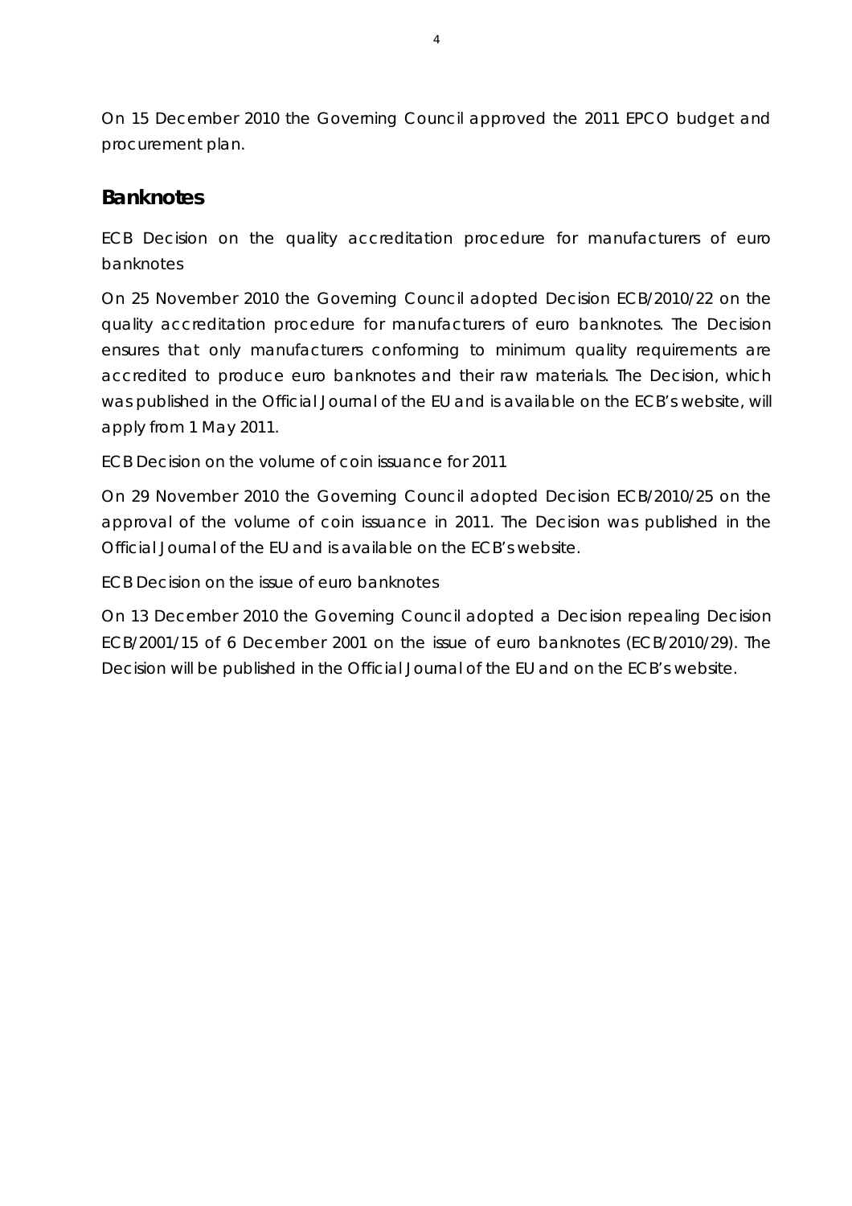On 15 December 2010 the Governing Council approved the 2011 EPCO budget and procurement plan.

## Banknotes

ECB Decision on the quality accreditation procedure for manufacturers of euro banknotes

On 25 November 2010 the Governing Council adopted Decision ECB/2010/22 on the quality accreditation procedure for manufacturers of euro banknotes. The Decision ensures that only manufacturers conforming to minimum quality requirements are accredited to produce euro banknotes and their raw materials. The Decision, which was published in the Official Journal of the EU and is available on the ECB's website, will apply from 1 May 2011.

ECB Decision on the volume of coin issuance for 2011

On 29 November 2010 the Governing Council adopted Decision ECB/2010/25 on the approval of the volume of coin issuance in 2011. The Decision was published in the Official Journal of the EU and is available on the ECB's website.

ECB Decision on the issue of euro banknotes

On 13 December 2010 the Governing Council adopted a Decision repealing Decision ECB/2001/15 of 6 December 2001 on the issue of euro banknotes (ECB/2010/29). The Decision will be published in the Official Journal of the EU and on the ECB's website.